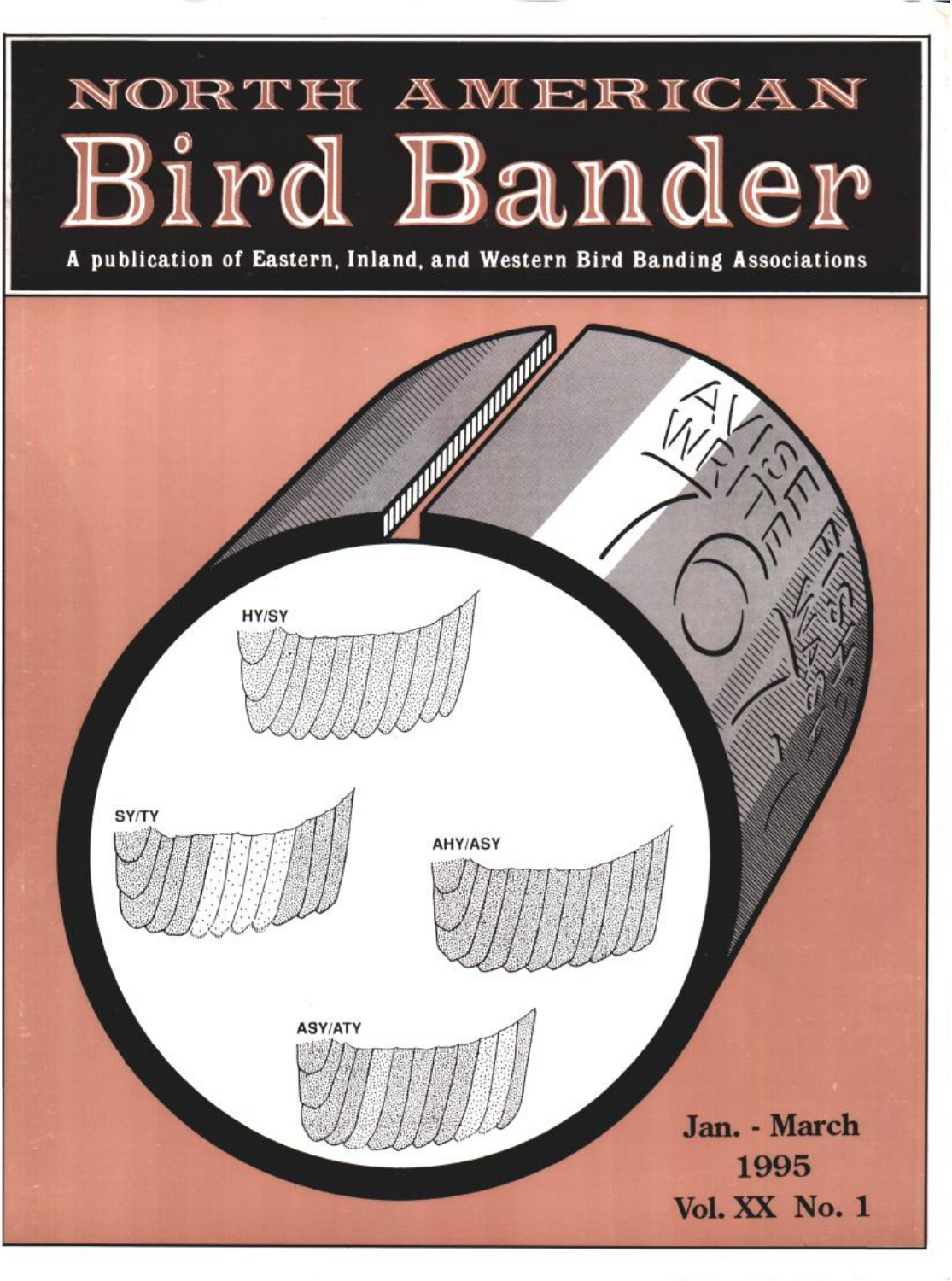# NORTH AMERICAN
# Bird Bander

**A publication of Eastern, Inland, and Western Bird Banding Associations**

HY/SY

SY/TY

AHY/ASY

ASY/ATY

**Jan. - March**
**1995**
**Vol. XX No. 1**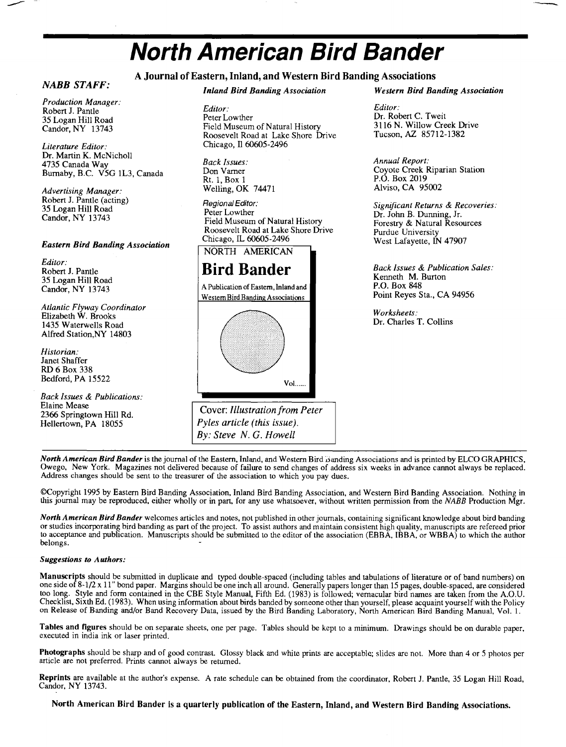# North American Bird Bander

**A Journal of Eastern, Inland, and Western Bird Banding Associations**

## *NABB STAFF:*

*Production Manager:*
Robert J. Pantle
35 Logan Hill Road
Candor, NY 13743

*Literature Editor:*
Dr. Martin K. McNicholl
4735 Canada Way
Burnaby, B.C. V5G 1L3, Canada

*Advertising Manager:*
Robert J. Pantle (acting)
35 Logan Hill Road
Candor, NY 13743

### *Eastern Bird Banding Association*

*Editor:*
Robert J. Pantle
35 Logan Hill Road
Candor, NY 13743

*Atlantic Flyway Coordinator*
Elizabeth W. Brooks
1435 Waterwells Road
Alfred Station,NY 14803

*Historian:*
Janet Shaffer
RD 6 Box 338
Bedford, PA 15522

*Back Issues & Publications:*
Elaine Mease
2366 Springtown Hill Rd.
Hellertown, PA 18055

### *Inland Bird Banding Association*

*Editor:*
Peter Lowther
Field Museum of Natural History
Roosevelt Road at Lake Shore Drive
Chicago, Il 60605-2496

*Back Issues:*
Don Varner
Rt. 1, Box 1
Welling, OK 74471

*Regional Editor:*
Peter Lowther
Field Museum of Natural History
Roosevelt Road at Lake Shore Drive
Chicago, IL 60605-2496

NORTH AMERICAN
**Bird Bander**
A Publication of Eastern, Inland and Western Bird Banding Associations
Vol......

Cover: *Illustration from Peter Pyles article (this issue). By: Steve N. G. Howell*

### *Western Bird Banding Association*

*Editor:*
Dr. Robert C. Tweit
3116 N. Willow Creek Drive
Tucson, AZ 85712-1382

*Annual Report:*
Coyote Creek Riparian Station
P.O. Box 2019
Alviso, CA 95002

*Significant Returns & Recoveries:*
Dr. John B. Dunning, Jr.
Forestry & Natural Resources
Purdue University
West Lafayette, IN 47907

*Back Issues & Publication Sales:*
Kenneth M. Burton
P.O. Box 848
Point Reyes Sta., CA 94956

*Worksheets:*
Dr. Charles T. Collins

---

***North American Bird Bander*** is the journal of the Eastern, Inland, and Western Bird Banding Associations and is printed by ELCO GRAPHICS, Owego, New York. Magazines not delivered because of failure to send changes of address six weeks in advance cannot always be replaced. Address changes should be sent to the treasurer of the association to which you pay dues.

©Copyright 1995 by Eastern Bird Banding Association, Inland Bird Banding Association, and Western Bird Banding Association. Nothing in this journal may be reproduced, either wholly or in part, for any use whatsoever, without written permission from the *NABB* Production Mgr.

***North American Bird Bander*** welcomes articles and notes, not published in other journals, containing significant knowledge about bird banding or studies incorporating bird banding as part of the project. To assist authors and maintain consistent high quality, manuscripts are refereed prior to acceptance and publication. Manuscripts should be submitted to the editor of the association (EBBA, IBBA, or WBBA) to which the author belongs.

***Suggestions to Authors:***

**Manuscripts** should be submitted in duplicate and typed double-spaced (including tables and tabulations of literature or of band numbers) on one side of 8-1/2 x 11" bond paper. Margins should be one inch all around. Generally papers longer than 15 pages, double-spaced, are considered too long. Style and form contained in the CBE Style Manual, Fifth Ed. (1983) is followed; vernacular bird names are taken from the A.O.U. Checklist, Sixth Ed. (1983). When using information about birds banded by someone other than yourself, please acquaint yourself with the Policy on Release of Banding and/or Band Recovery Data, issued by the Bird Banding Laboratory, North American Bird Banding Manual, Vol. 1.

**Tables and figures** should be on separate sheets, one per page. Tables should be kept to a minimum. Drawings should be on durable paper, executed in india ink or laser printed.

**Photographs** should be sharp and of good contrast. Glossy black and white prints are acceptable; slides are not. More than 4 or 5 photos per article are not preferred. Prints cannot always be returned.

**Reprints** are available at the author's expense. A rate schedule can be obtained from the coordinator, Robert J. Pantle, 35 Logan Hill Road, Candor, NY 13743.

**North American Bird Bander is a quarterly publication of the Eastern, Inland, and Western Bird Banding Associations.**